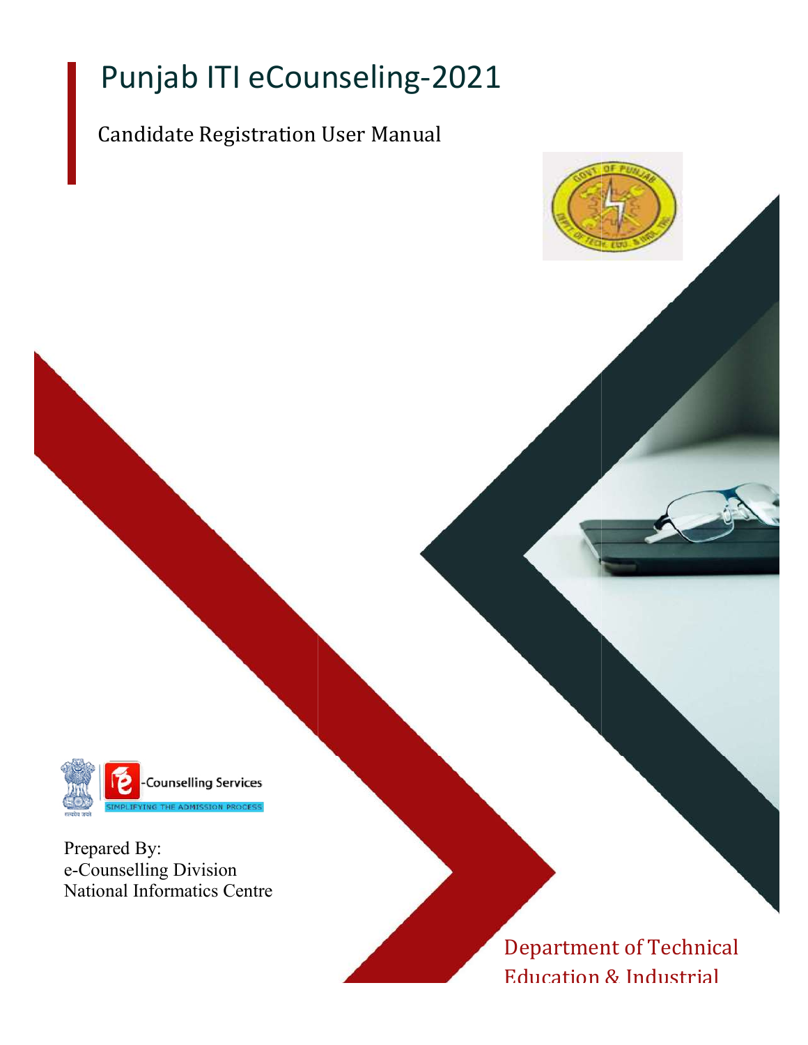# Punjab ITI eCounseling-2021

Candidate Registration User Manual

Prepared By:
e-Counselling Division
National Informatics Centre

Department of Technical Education & Industrial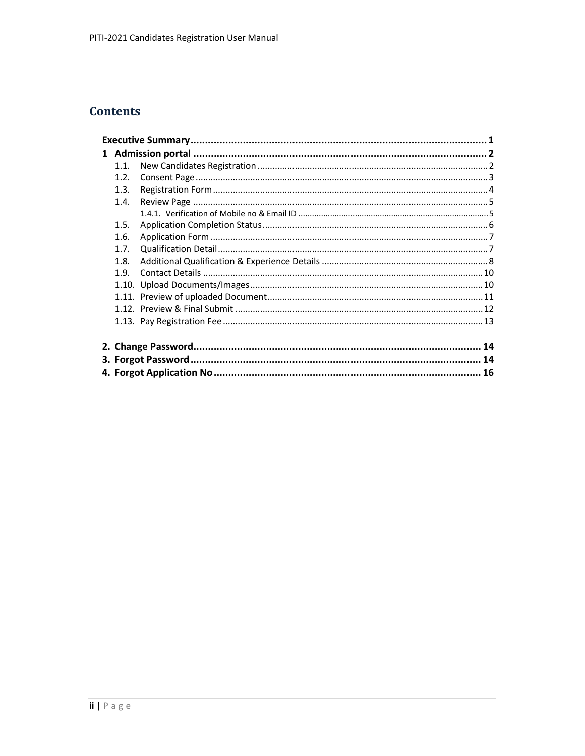# Contents

- **Executive Summary** ........ 1
- **1 Admission portal** ........ 2
  - 1.1. New Candidates Registration ........ 2
  - 1.2. Consent Page ........ 3
  - 1.3. Registration Form ........ 4
  - 1.4. Review Page ........ 5
    - 1.4.1. Verification of Mobile no & Email ID ........ 5
  - 1.5. Application Completion Status ........ 6
  - 1.6. Application Form ........ 7
  - 1.7. Qualification Detail ........ 7
  - 1.8. Additional Qualification & Experience Details ........ 8
  - 1.9. Contact Details ........ 10
  - 1.10. Upload Documents/Images ........ 10
  - 1.11. Preview of uploaded Document ........ 11
  - 1.12. Preview & Final Submit ........ 12
  - 1.13. Pay Registration Fee ........ 13
- **2. Change Password** ........ 14
- **3. Forgot Password** ........ 14
- **4. Forgot Application No** ........ 16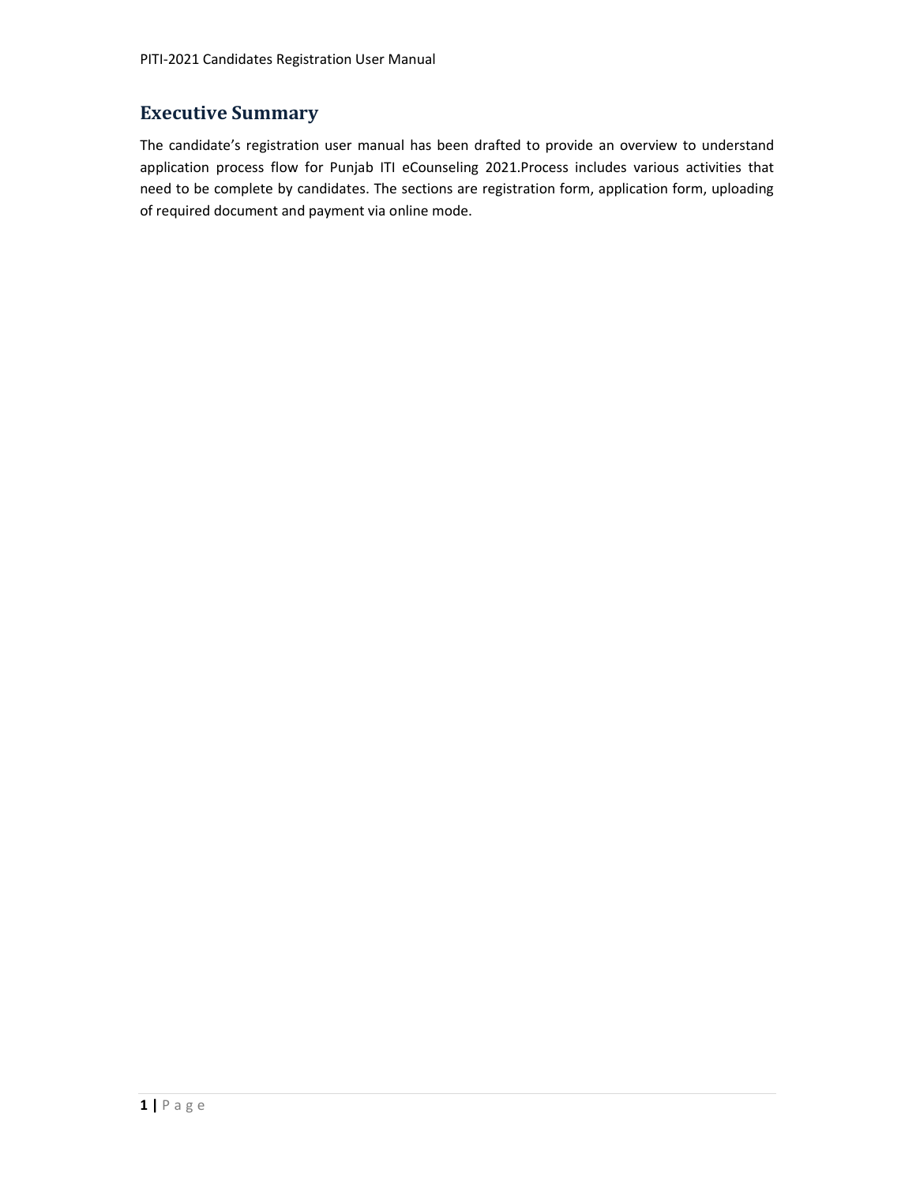## Executive Summary

The candidate's registration user manual has been drafted to provide an overview to understand application process flow for Punjab ITI eCounseling 2021.Process includes various activities that need to be complete by candidates. The sections are registration form, application form, uploading of required document and payment via online mode.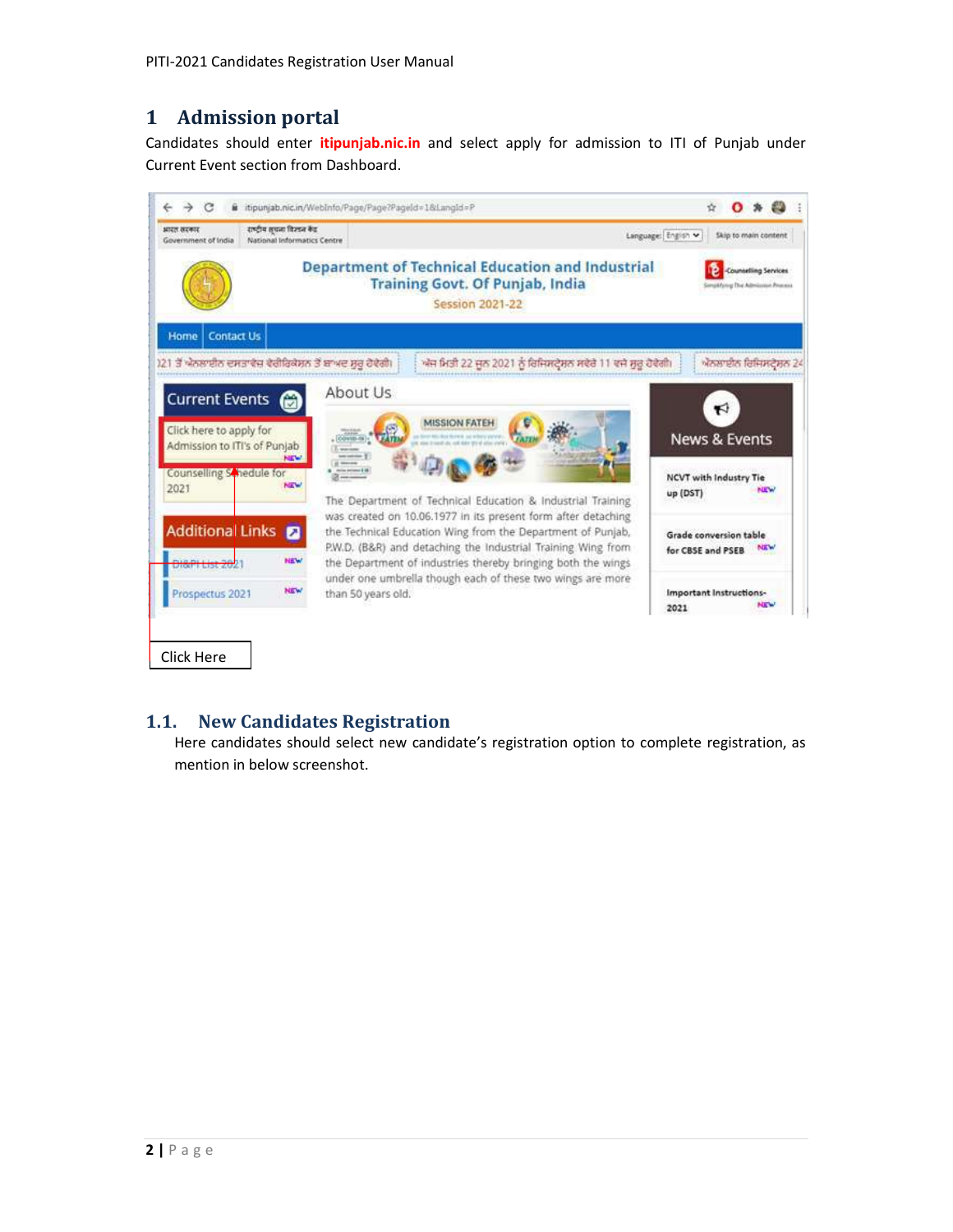# 1 Admission portal

Candidates should enter **itipunjab.nic.in** and select apply for admission to ITI of Punjab under Current Event section from Dashboard.

## 1.1. New Candidates Registration

Here candidates should select new candidate's registration option to complete registration, as mention in below screenshot.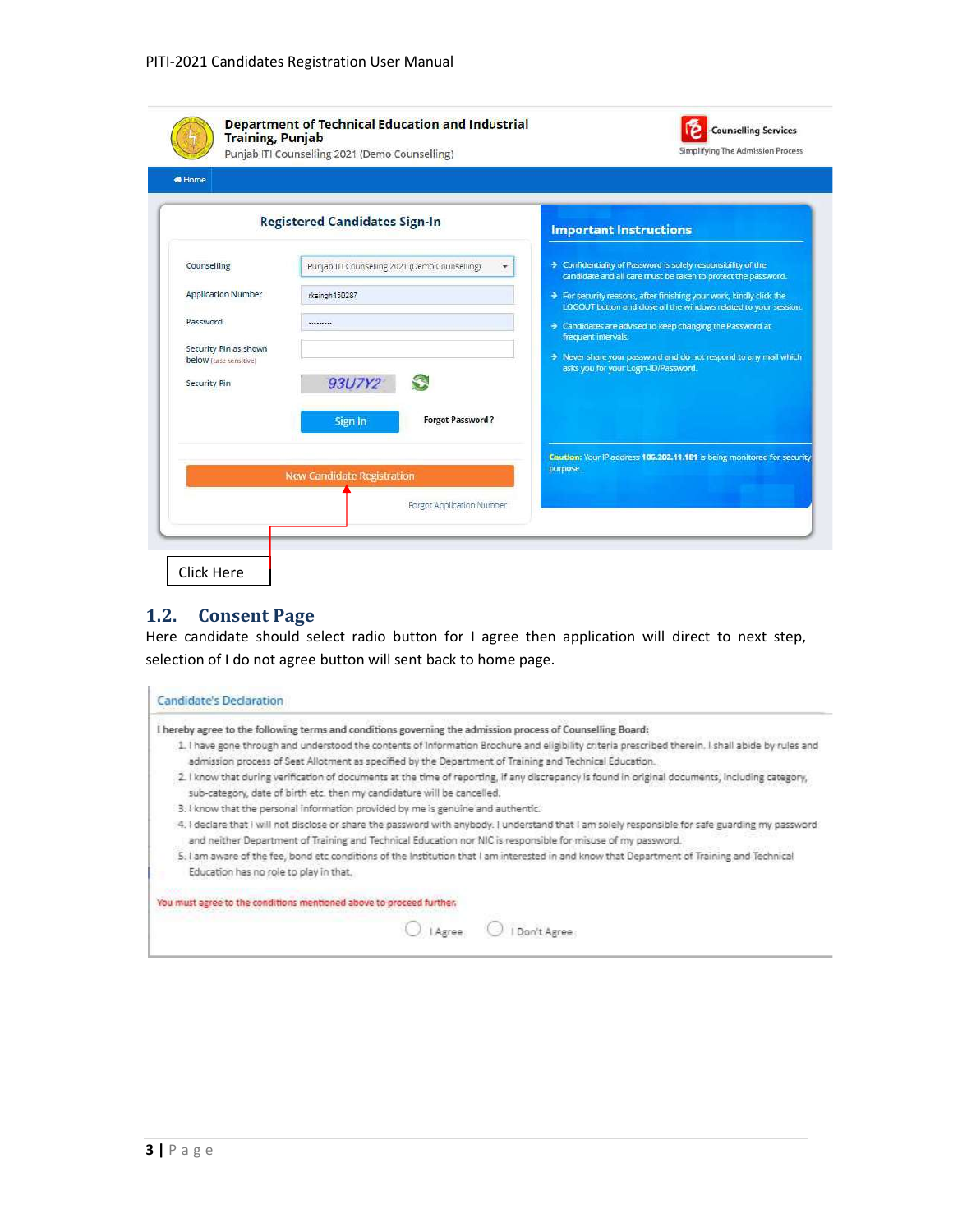Department of Technical Education and Industrial Training, Punjab

Punjab ITI Counselling 2021 (Demo Counselling)

Counselling Services

Simplifying The Admission Process

Home

**Registered Candidates Sign-In**

| | |
|---|---|
| Counselling | Punjab ITI Counselling 2021 (Demo Counselling) |
| Application Number | rksingh150287 |
| Password | -------- |
| Security Pin as shown below (case sensitive) | |
| Security Pin | 93U7Y2 |

Sign In | Forgot Password ?

New Candidate Registration

Forgot Application Number

**Important Instructions**

- Confidentiality of Password is solely responsibility of the candidate and all care must be taken to protect the password.
- For security reasons, after finishing your work, kindly click the LOGOUT button and close all the windows related to your session.
- Candidates are advised to keep changing the Password at frequent intervals.
- Never share your password and do not respond to any mail which asks you for your Login-ID/Password.

Caution: Your IP address 106.202.11.181 is being monitored for security purpose.

Click Here

## 1.2. Consent Page

Here candidate should select radio button for I agree then application will direct to next step, selection of I do not agree button will sent back to home page.

**Candidate's Declaration**

I hereby agree to the following terms and conditions governing the admission process of Counselling Board:

1. I have gone through and understood the contents of Information Brochure and eligibility criteria prescribed therein. I shall abide by rules and admission process of Seat Allotment as specified by the Department of Training and Technical Education.
2. I know that during verification of documents at the time of reporting, if any discrepancy is found in original documents, including category, sub-category, date of birth etc. then my candidature will be cancelled.
3. I know that the personal information provided by me is genuine and authentic.
4. I declare that I will not disclose or share the password with anybody. I understand that I am solely responsible for safe guarding my password and neither Department of Training and Technical Education nor NIC is responsible for misuse of my password.
5. I am aware of the fee, bond etc conditions of the Institution that I am interested in and know that Department of Training and Technical Education has no role to play in that.

You must agree to the conditions mentioned above to proceed further.

○ I Agree ○ I Don't Agree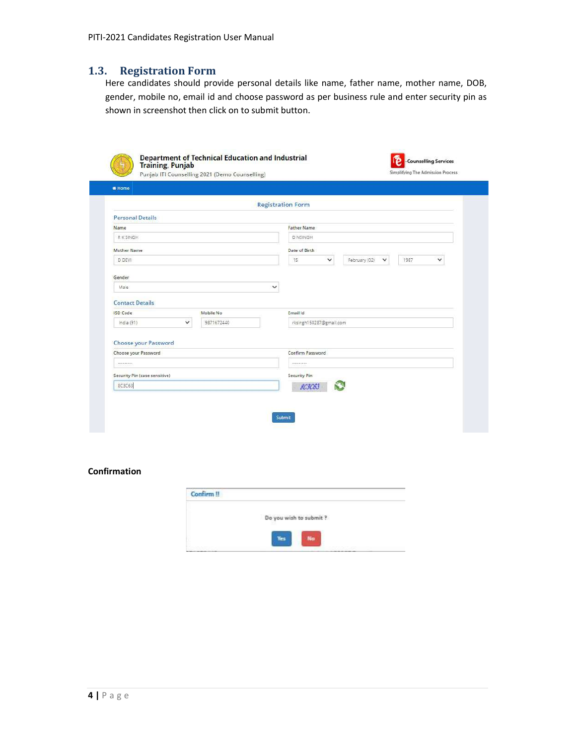## 1.3. Registration Form

Here candidates should provide personal details like name, father name, mother name, DOB, gender, mobile no, email id and choose password as per business rule and enter security pin as shown in screenshot then click on to submit button.

**Confirmation**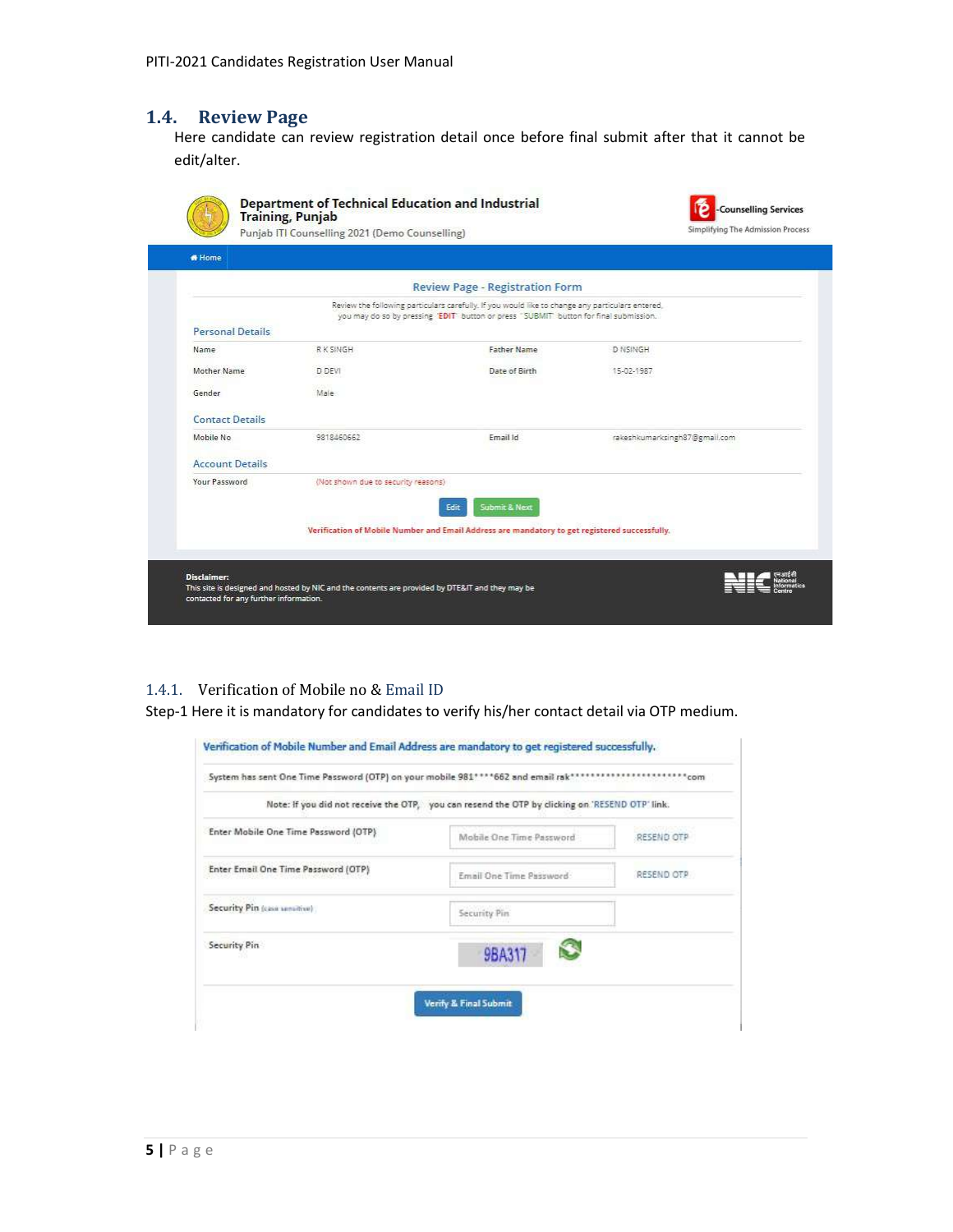## 1.4. Review Page

Here candidate can review registration detail once before final submit after that it cannot be edit/alter.

### 1.4.1. Verification of Mobile no & Email ID

Step-1 Here it is mandatory for candidates to verify his/her contact detail via OTP medium.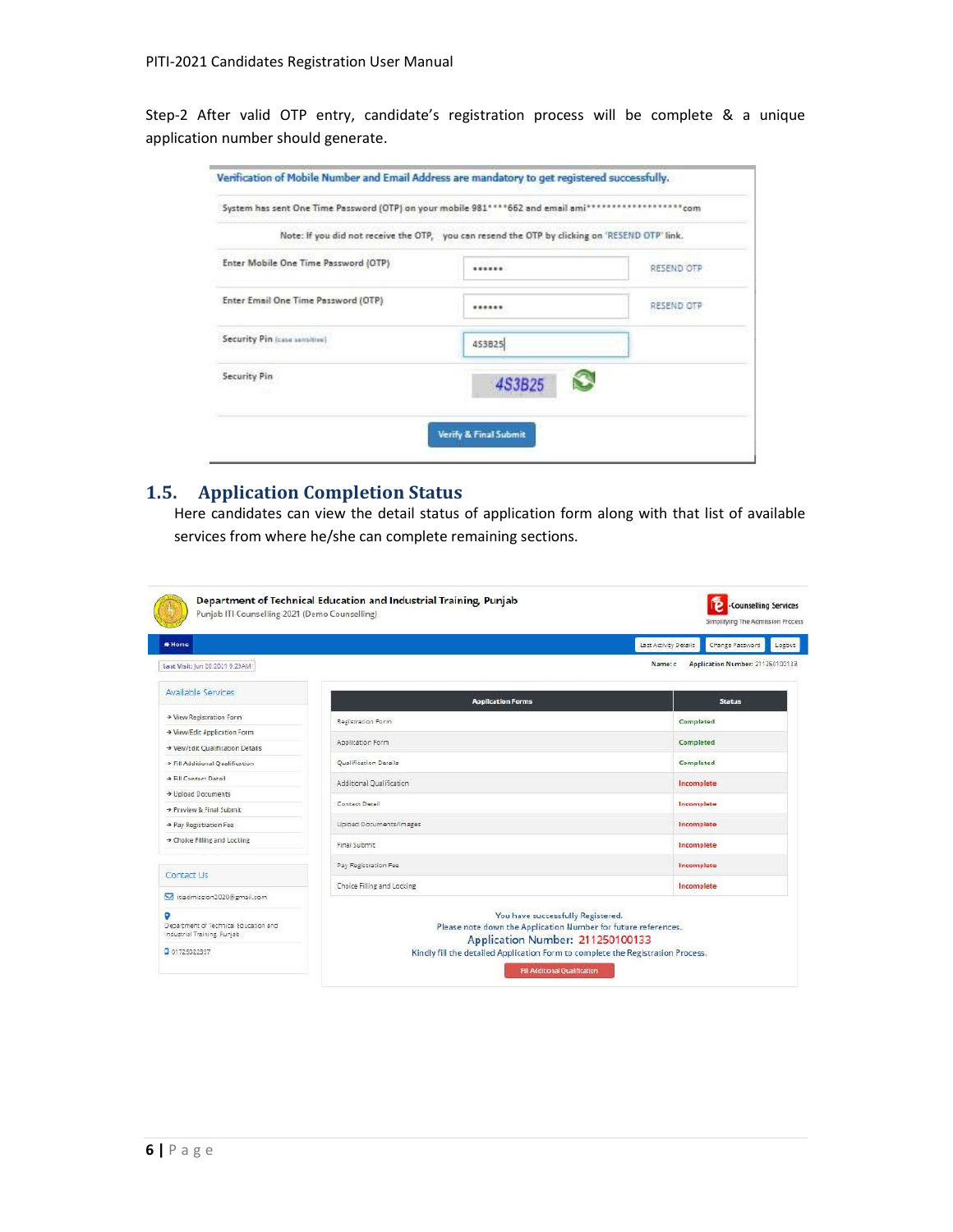Step-2 After valid OTP entry, candidate's registration process will be complete & a unique application number should generate.

Verification of Mobile Number and Email Address are mandatory to get registered successfully.

System has sent One Time Password (OTP) on your mobile 981****662 and email ami******************com

Note: If you did not receive the OTP, you can resend the OTP by clicking on 'RESEND OTP' link.

| | | |
|---|---|---|
| Enter Mobile One Time Password (OTP) | •••••• | RESEND OTP |
| Enter Email One Time Password (OTP) | •••••• | RESEND OTP |
| Security Pin (case sensitive) | 4S3B25 | |
| Security Pin | 4S3B25 | |

Verify & Final Submit

## 1.5. Application Completion Status

Here candidates can view the detail status of application form along with that list of available services from where he/she can complete remaining sections.

Department of Technical Education and Industrial Training, Punjab
Punjab ITI Counseling 2021 (Demo Counselling)

e-Counselling Services
Simplifying The Admission Process

Home | Last Activity Details | Change Password | Logout

Last Visit: Jun 20 2021 9:23AM

Name: c | Application Number: 211250100133

**Available Services**

- View Registration Form
- View/Edit Application Form
- View/Edit Qualification Details
- Fill Additional Qualification
- Fill Contact Detail
- Upload Documents
- Preview & Final Submit
- Pay Registration Fee
- Choice Filling and Locking

**Contact Us**

- itiadmission2020@gmail.com
- Department of Technical Education and Industrial Training, Punjab
- 01725022337

| Application Forms | Status |
|---|---|
| Registration Form | Completed |
| Application Form | Completed |
| Qualification Details | Completed |
| Additional Qualification | Incomplete |
| Contact Detail | Incomplete |
| Upload Documents/Images | Incomplete |
| Final Submit | Incomplete |
| Pay Registration Fee | Incomplete |
| Choice Filling and Locking | Incomplete |

You have successfully Registered.
Please note down the Application Number for future references.
Application Number: 211250100133
Kindly fill the detailed Application Form to complete the Registration Process.

Fill Additional Qualification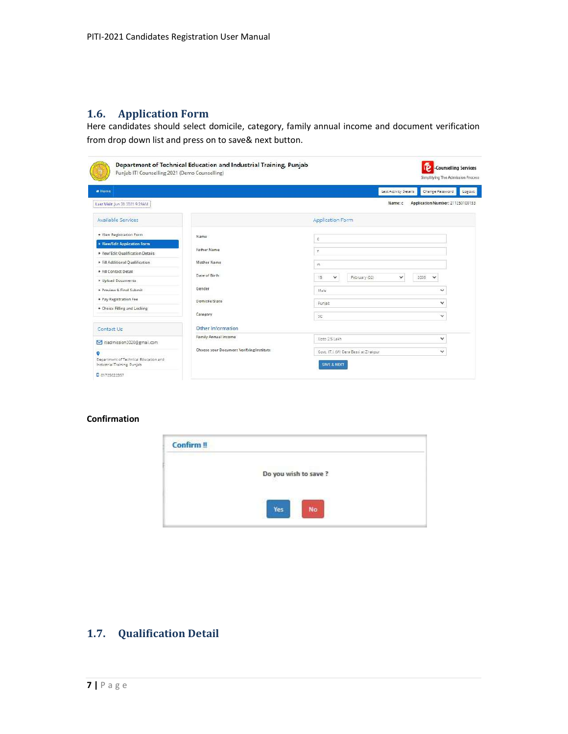## 1.6. Application Form

Here candidates should select domicile, category, family annual income and document verification from drop down list and press on to save& next button.

**Confirmation**

## 1.7. Qualification Detail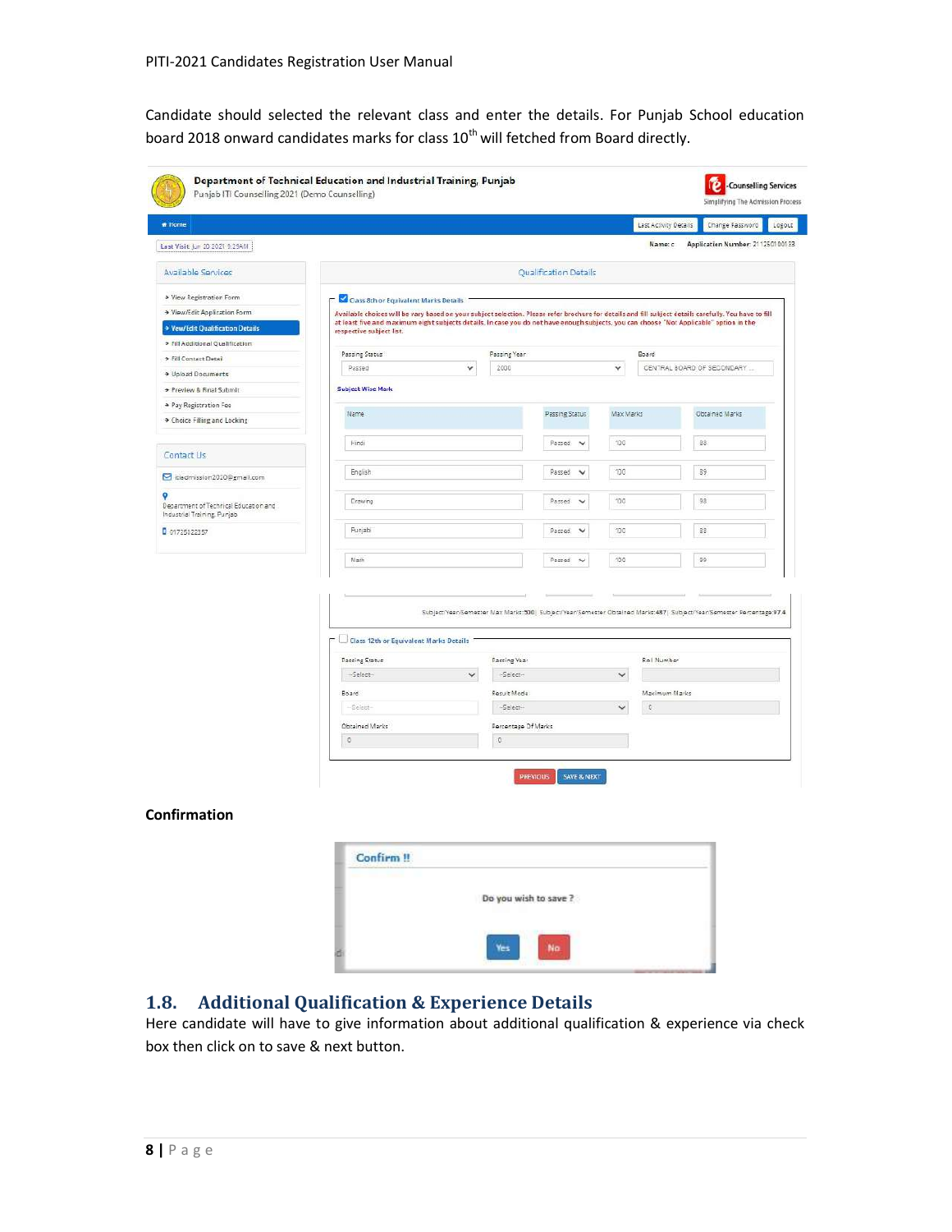Candidate should selected the relevant class and enter the details. For Punjab School education board 2018 onward candidates marks for class 10[th] will fetched from Board directly.

**Confirmation**

## 1.8. Additional Qualification & Experience Details

Here candidate will have to give information about additional qualification & experience via check box then click on to save & next button.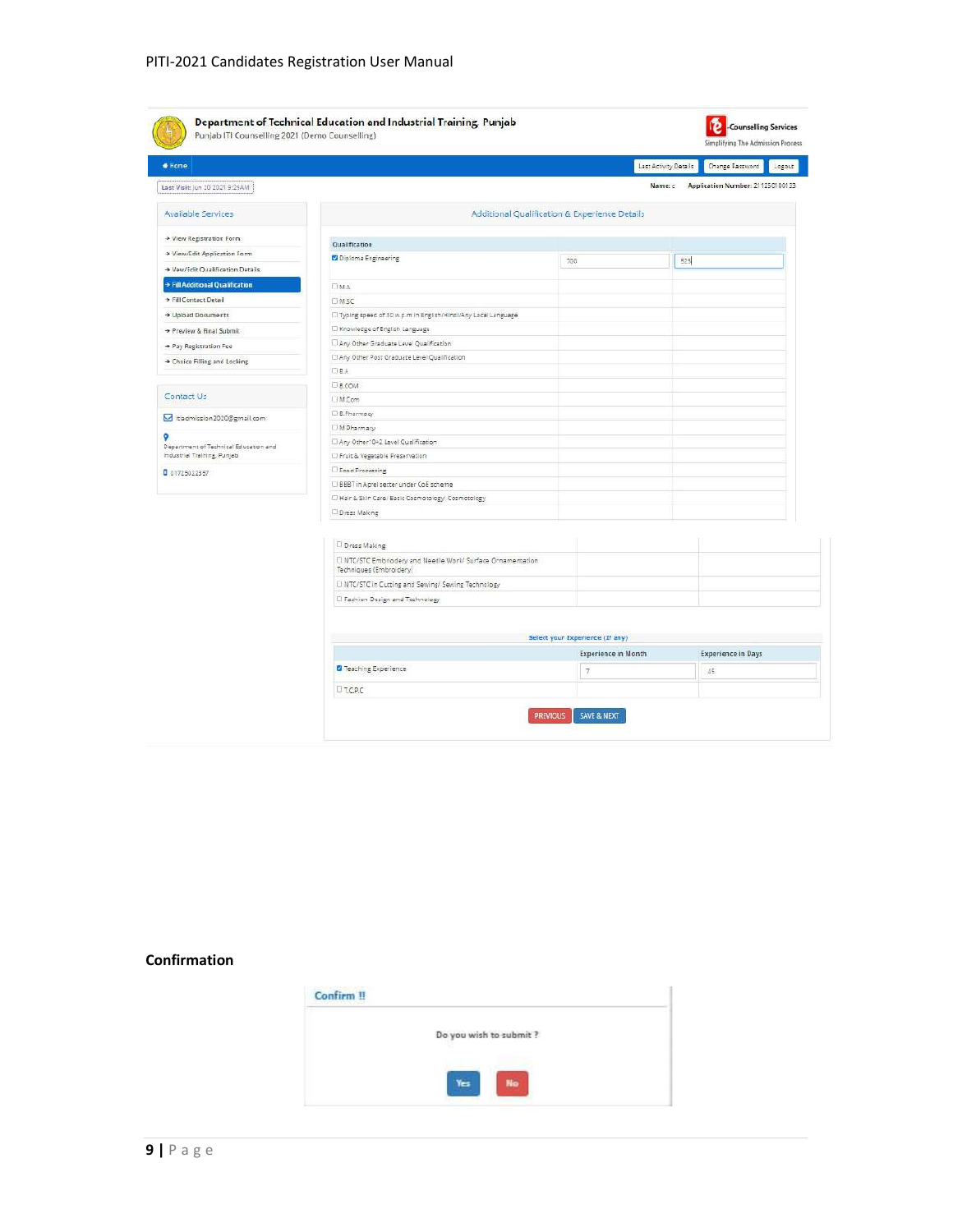Department of Technical Education and Industrial Training, Punjab
Punjab ITI Counselling 2021 (Demo Counselling)

e-Counselling Services
Simplifying The Admission Process

Home | Last Activity Details | Change Password | Logout

Last Visit: Jun 10 2021 9:25AM

Name: | Application Number: 21125010013

**Available Services**

- View Registration Form
- View/Edit Application Form
- View/Edit Qualification Details
- Fill Additional Qualification
- Fill Contact Detail
- Upload Documents
- Preview & Final Submit
- Pay Registration Fee
- Choice Filling and Locking

**Contact Us**

itiadmission2020@gmail.com

Department of Technical Education and Industrial Training, Punjab

01725022357

**Additional Qualification & Experience Details**

| Qualification | | |
|---|---|---|
| ☑ Diploma Engineering | 700 | 525 |
| ☐ M.A | | |
| ☐ M.SC | | |
| ☐ Typing speed of 30 w.p.m in English/Hindi/Any Local Language | | |
| ☐ Knowledge of English Language | | |
| ☐ Any Other Graduate Level Qualification | | |
| ☐ Any Other Post Graduate Level Qualification | | |
| ☐ B.A | | |
| ☐ B.COM | | |
| ☐ M.Com | | |
| ☐ B.Pharmacy | | |
| ☐ M.Pharmacy | | |
| ☐ Any Other 10+2 Level Qualification | | |
| ☐ Fruit & Vegetable Preservation | | |
| ☐ Food Processing | | |
| ☐ BBBT in Aprel setter under CoE scheme | | |
| ☐ Hair & Skin Care/ Basic Cosmetology/ Cosmetology | | |
| ☐ Dress Making | | |
| ☐ NTC/STC Embriodery and Needle Work/ Surface Ornamentation Techniques (Embroidery) | | |
| ☐ NTC/STC in Cutting and Sewing/ Sewing Technology | | |
| ☐ Fashion Design and Technology | | |

**Select your Experience (If any)**

| | Experience in Month | Experience in Days |
|---|---|---|
| ☑ Teaching Experience | 7 | 45 |
| ☐ T.C.P.C | | |

PREVIOUS | SAVE & NEXT

## Confirmation

**Confirm !!**

Do you wish to submit ?

Yes | No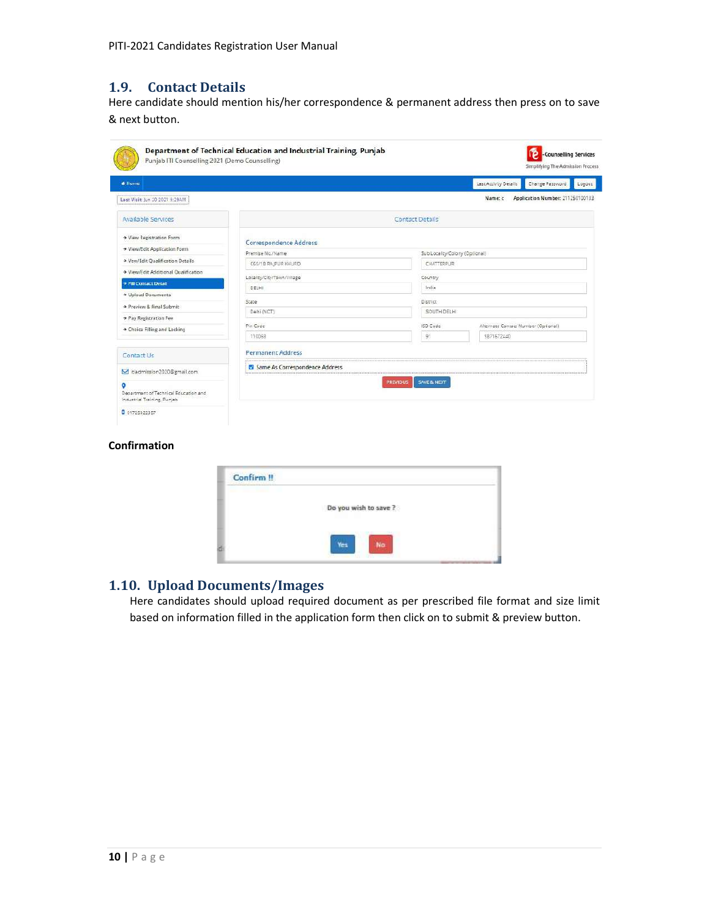## 1.9. Contact Details

Here candidate should mention his/her correspondence & permanent address then press on to save & next button.

**Confirmation**

## 1.10. Upload Documents/Images

Here candidates should upload required document as per prescribed file format and size limit based on information filled in the application form then click on to submit & preview button.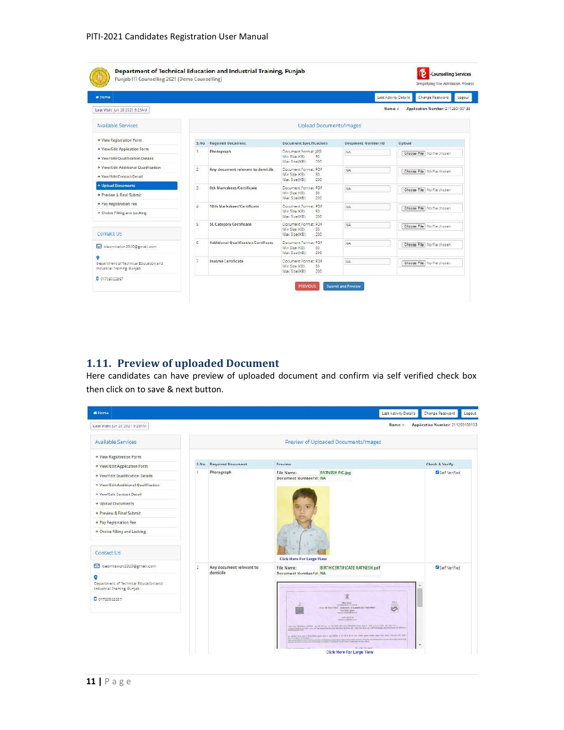## 1.11. Preview of uploaded Document

Here candidates can have preview of uploaded document and confirm via self verified check box then click on to save & next button.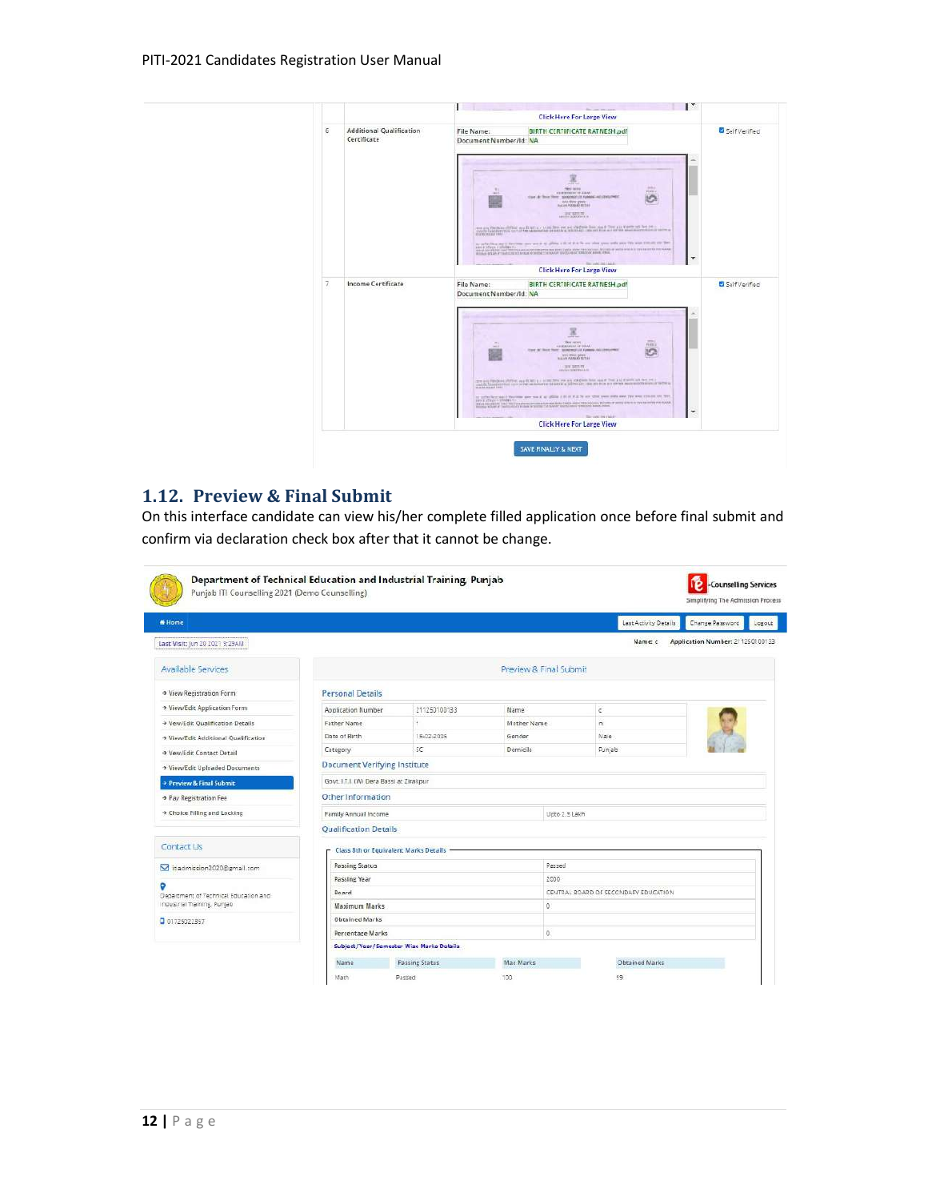| 6 | Additional Qualification Certificate | File Name: BIRTH CERTIFICATE RATNESH.pdf<br>Document Number/Id: NA<br>Click Here For Large View | Self Verified |
|---|---|---|---|
| 7 | Income Certificate | File Name: BIRTH CERTIFICATE RATNESH.pdf<br>Document Number/Id: NA<br>Click Here For Large View | Self Verified |

SAVE FINALLY & NEXT

## 1.12. Preview & Final Submit

On this interface candidate can view his/her complete filled application once before final submit and confirm via declaration check box after that it cannot be change.

Department of Technical Education and Industrial Training, Punjab
Punjab ITI Counselling 2021 (Demo Counselling)

e-Counselling Services
Simplifying The Admission Process

Home | Last Activity Details | Change Password | Logout

Last Visit: Jun 29 2021 9:29AM

Name: c Application Number: 211250100133

**Available Services**

- View Registration Form
- View/Edit Application Form
- View/Edit Qualification Details
- View/Edit Additional Qualification
- View/Edit Contact Detail
- View/Edit Uploaded Documents
- Preview & Final Submit
- Pay Registration Fee
- Choice Filling and Locking

**Contact Us**

itiadmission2020@gmail.com

Department of Technical Education and Industrial Training, Punjab

01725022357

**Preview & Final Submit**

**Personal Details**

| Application Number | 211250100133 | Name | c |
|---|---|---|---|
| Father Name | f | Mother Name | m |
| Date of Birth | 15-02-2005 | Gender | Male |
| Category | SC | Domicile | Punjab |

**Document Verifying Institute**

Govt. I.T.I. (W) Dera Bassi at Zirakpur

**Other Information**

| Family Annual Income | Upto 2.5 Lakh |
|---|---|

**Qualification Details**

Class 8th or Equivalent Marks Details

| Passing Status | Passed |
|---|---|
| Passing Year | 2000 |
| Board | CENTRAL BOARD OF SECONDARY EDUCATION |
| Maximum Marks | 0 |
| Obtained Marks | |
| Percentage Marks | 0 |

Subject/Year/Semester Wise Marks Details

| Name | Passing Status | Max Marks | Obtained Marks |
|---|---|---|---|
| Math | Passed | 100 | 59 |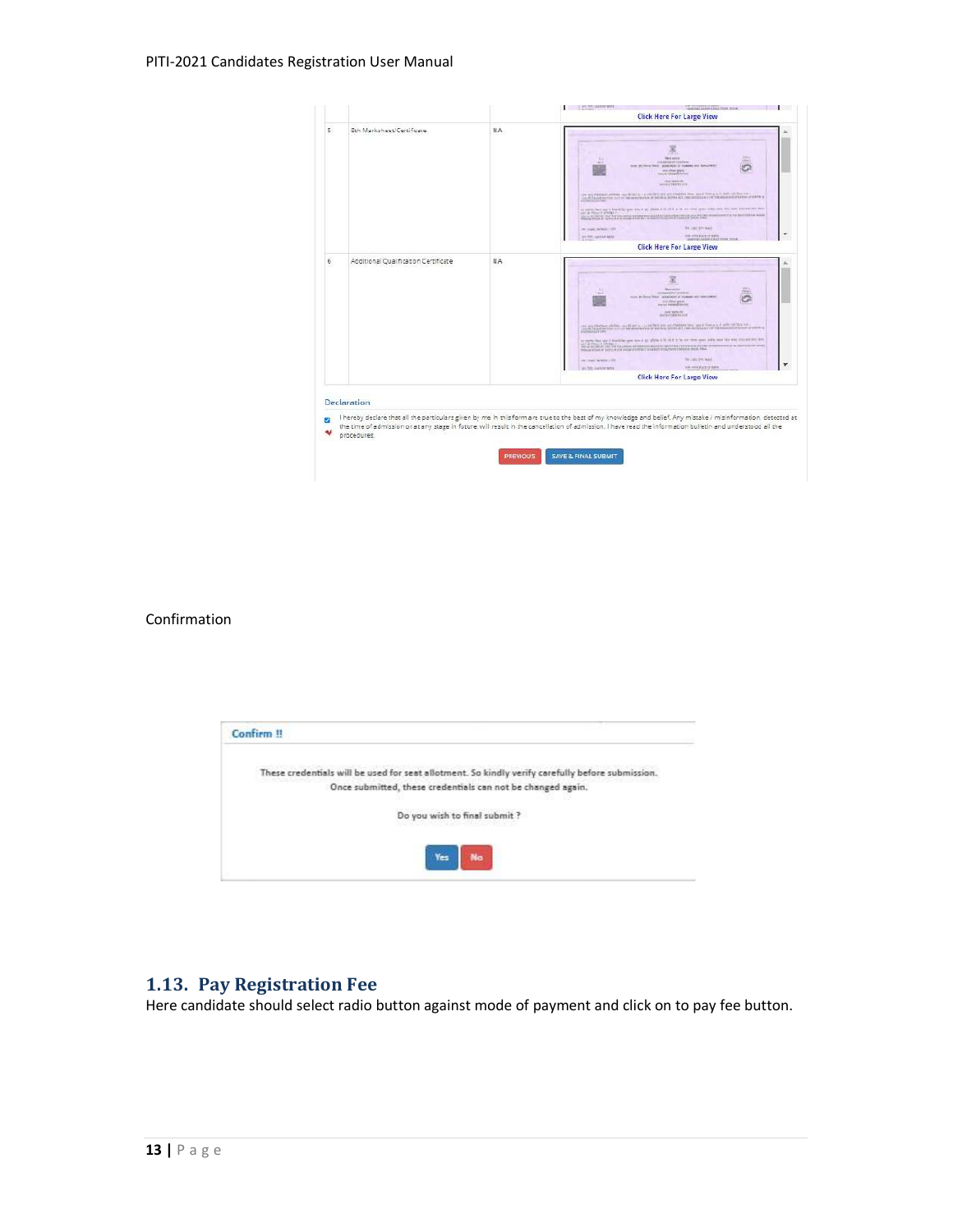| | | | |
|---|---|---|---|
| | | | Click Here For Large View |
| 5 | 8th Marksheet/Certificate | NA | Click Here For Large View |
| 6 | Additional Qualification Certificate | NA | Click Here For Large View |

**Declaration**

I hereby declare that all the particulars given by me in this form are true to the best of my knowledge and belief. Any mistake / misinformation detected at the time of admission or at any stage in future will result in the cancellation of admission. I have read the information bulletin and understood all the procedures.

PREVIOUS | SAVE & FINAL SUBMIT

Confirmation

**Confirm !!**

These credentials will be used for seat allotment. So kindly verify carefully before submission.
Once submitted, these credentials can not be changed again.

Do you wish to final submit ?

Yes | No

## 1.13. Pay Registration Fee

Here candidate should select radio button against mode of payment and click on to pay fee button.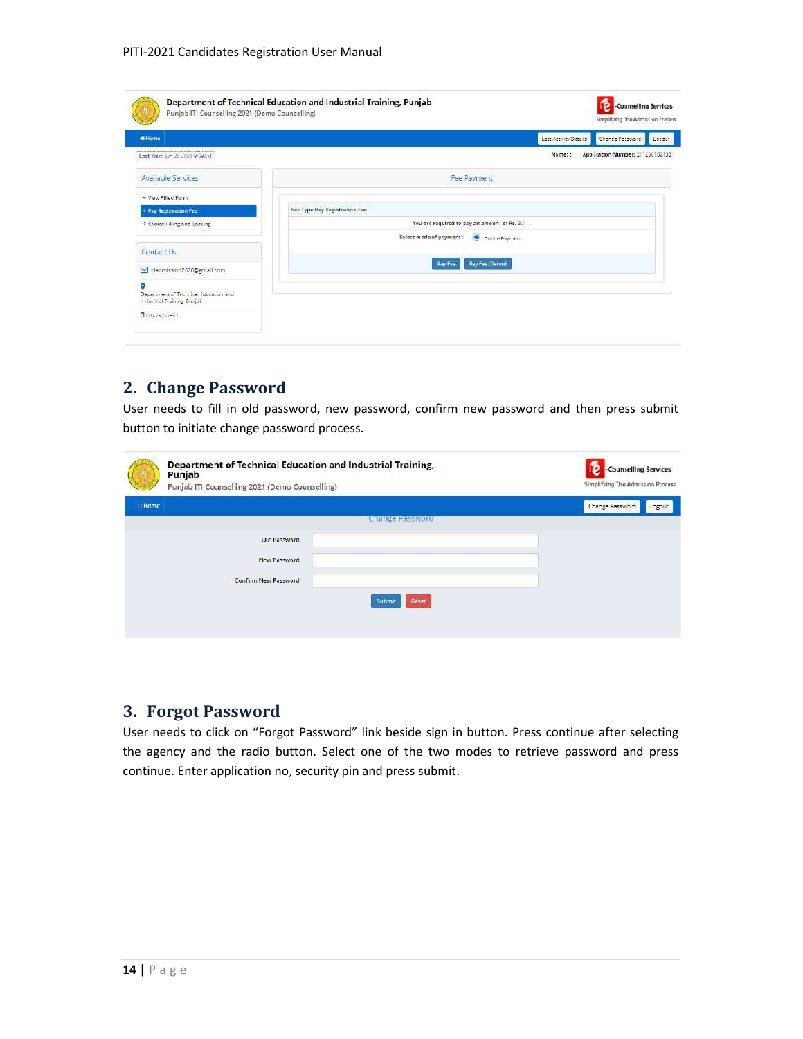## 2. Change Password

User needs to fill in old password, new password, confirm new password and then press submit button to initiate change password process.

## 3. Forgot Password

User needs to click on "Forgot Password" link beside sign in button. Press continue after selecting the agency and the radio button. Select one of the two modes to retrieve password and press continue. Enter application no, security pin and press submit.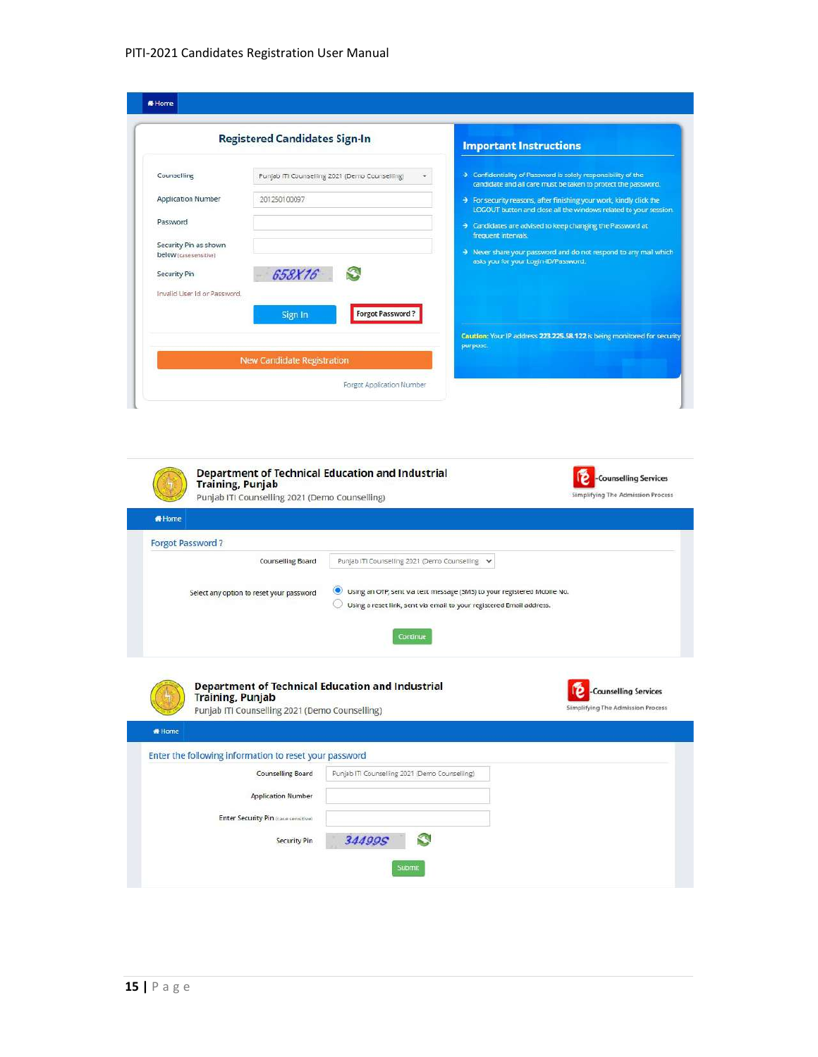**Home**

## Registered Candidates Sign-In

| | |
|---|---|
| Counselling | Punjab ITI Counselling 2021 (Demo Counselling) |
| Application Number | 201250100097 |
| Password | |
| Security Pin as shown below (case sensitive) | |
| Security Pin | 658X16 |

Invalid User Id or Password.

Sign In | Forgot Password ?

New Candidate Registration

Forgot Application Number

### Important Instructions

- Confidentiality of Password is solely responsibility of the candidate and all care must be taken to protect the password.
- For security reasons, after finishing your work, kindly click the LOGOUT button and close all the windows related to your session.
- Candidates are advised to keep changing the Password at frequent intervals.
- Never share your password and do not respond to any mail which asks you for your Login-ID/Password.

Caution: Your IP address 223.225.58.122 is being monitored for security purpose.

---

**Department of Technical Education and Industrial Training, Punjab**
Punjab ITI Counselling 2021 (Demo Counselling)

e-Counselling Services — Simplifying The Admission Process

**Home**

## Forgot Password ?

Counselling Board: Punjab ITI Counselling 2021 (Demo Counselling)

Select any option to reset your password:
- (●) Using an OTP, sent via text message (SMS) to your registered Mobile No.
- ( ) Using a reset link, sent via email to your registered Email address.

Continue

---

**Department of Technical Education and Industrial Training, Punjab**
Punjab ITI Counselling 2021 (Demo Counselling)

e-Counselling Services — Simplifying The Admission Process

**Home**

## Enter the following information to reset your password

| | |
|---|---|
| Counselling Board | Punjab ITI Counselling 2021 (Demo Counselling) |
| Application Number | |
| Enter Security Pin (case sensitive) | |
| Security Pin | 34499S |

Submit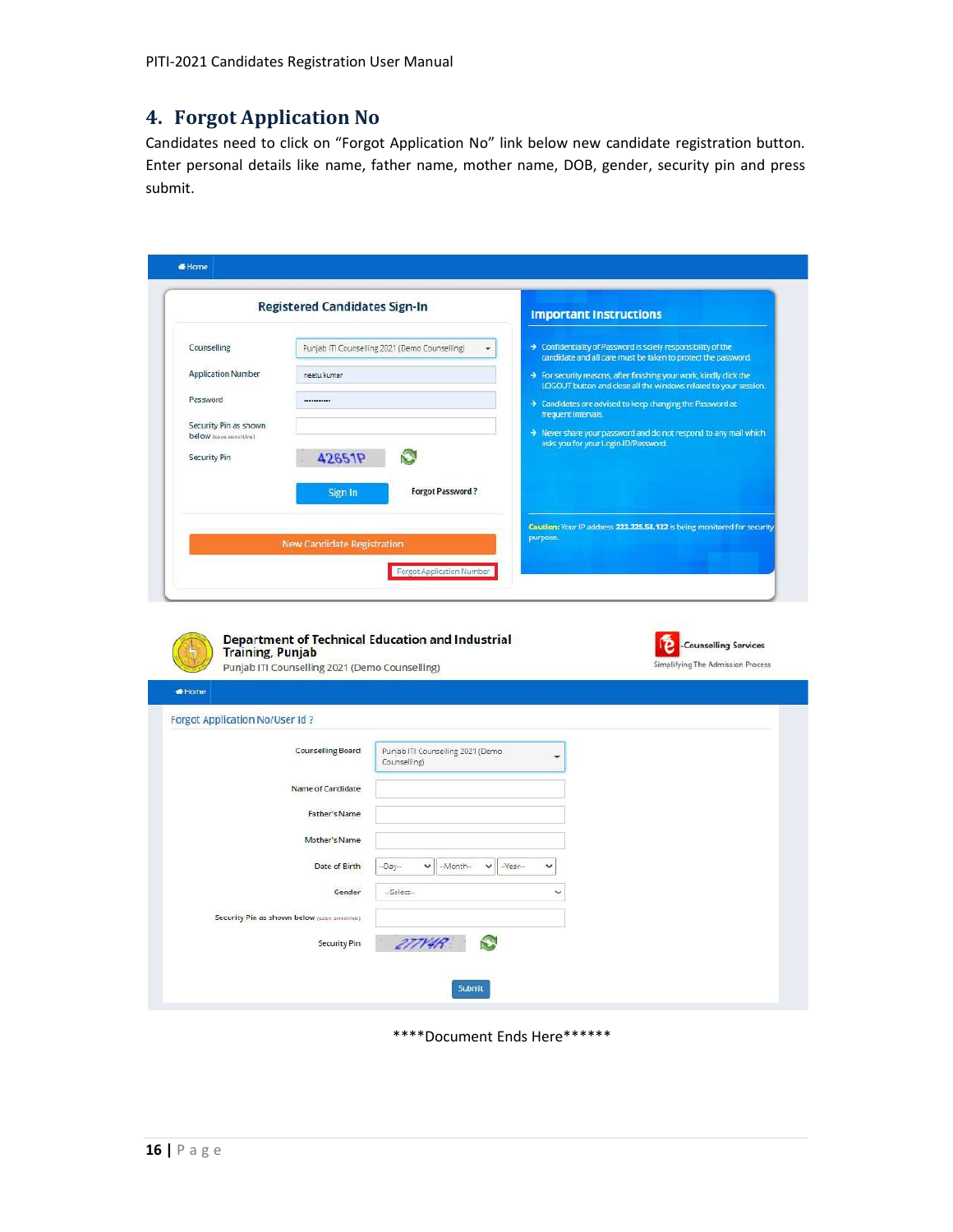## 4. Forgot Application No

Candidates need to click on “Forgot Application No” link below new candidate registration button. Enter personal details like name, father name, mother name, DOB, gender, security pin and press submit.

****Document Ends Here******